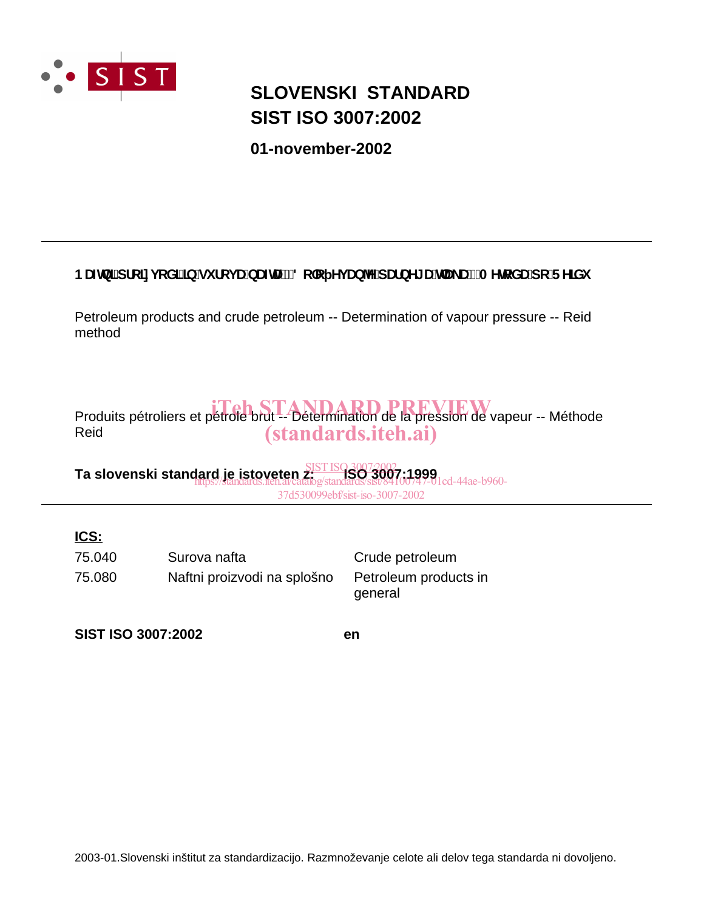# SLOVENSKI STANDARD
# SIST ISO 3007:2002

**01-november-2002**

---

**Naftni proizvodi in surova nafta -- Določevanje parnega tlaka -- Metoda po Reidu**

Petroleum products and crude petroleum -- Determination of vapour pressure -- Reid method

Produits pétroliers et pétrole brut -- Détermination de la pression de vapeur -- Méthode Reid

**Ta slovenski standard je istoveten z: ISO 3007:1999**

---

**ICS:**

| | | |
|---|---|---|
| 75.040 | Surova nafta | Crude petroleum |
| 75.080 | Naftni proizvodi na splošno | Petroleum products in general |

**SIST ISO 3007:2002** **en**

2003-01.Slovenski inštitut za standardizacijo. Razmnoževanje celote ali delov tega standarda ni dovoljeno.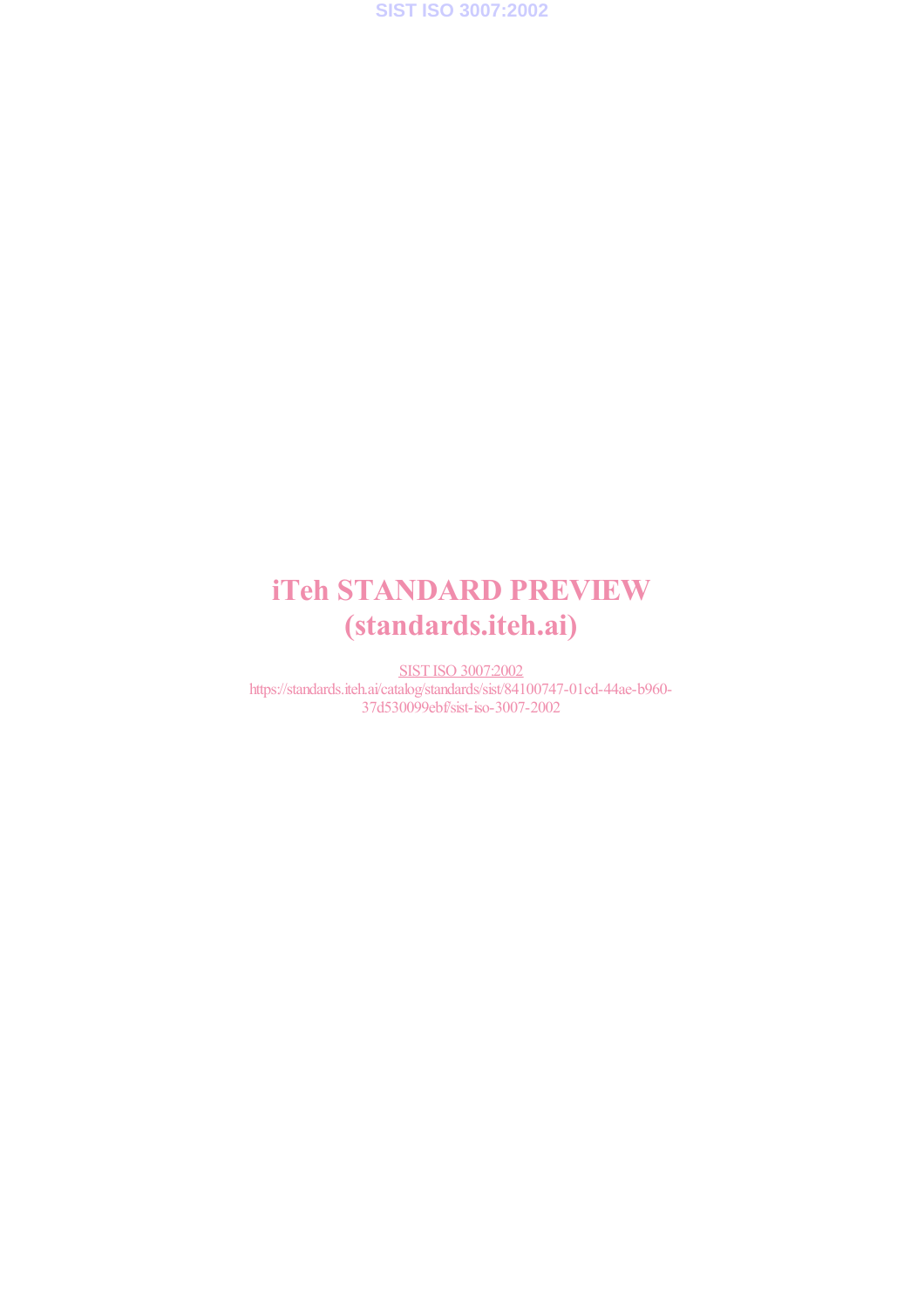iTeh STANDARD PREVIEW
(standards.iteh.ai)

SIST ISO 3007:2002
https://standards.iteh.ai/catalog/standards/sist/84100747-01cd-44ae-b960-37d530099ebf/sist-iso-3007-2002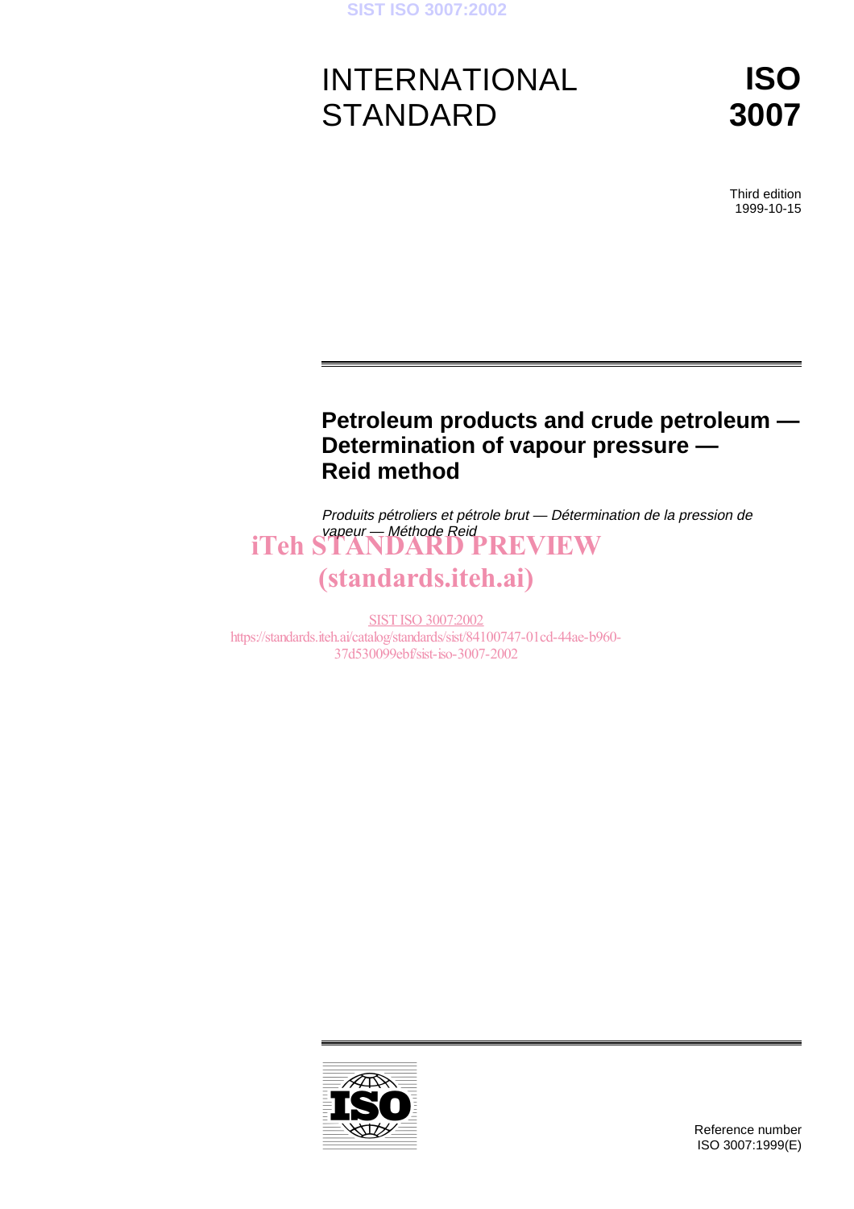# INTERNATIONAL STANDARD

# ISO 3007

Third edition
1999-10-15

## Petroleum products and crude petroleum — Determination of vapour pressure — Reid method

*Produits pétroliers et pétrole brut — Détermination de la pression de vapeur — Méthode Reid*

iTeh STANDARD PREVIEW
(standards.iteh.ai)

SIST ISO 3007:2002
https://standards.iteh.ai/catalog/standards/sist/84100747-01cd-44ae-b960-37d530099ebf/sist-iso-3007-2002

Reference number
ISO 3007:1999(E)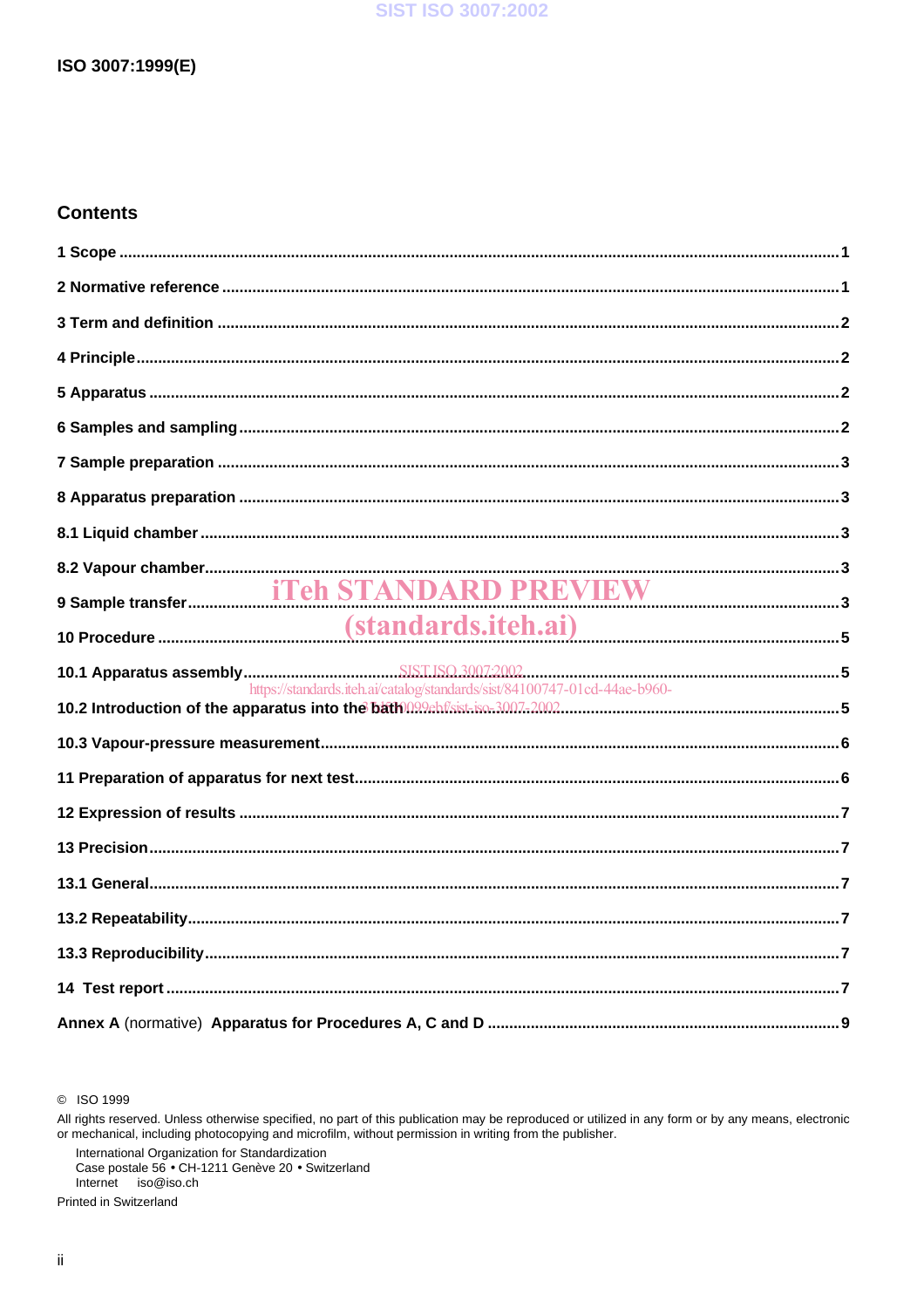## Contents

1 Scope ........................................................................................................................................................1

2 Normative reference .................................................................................................................................1

3 Term and definition ...................................................................................................................................2

4 Principle.......................................................................................................................................................2

5 Apparatus ...................................................................................................................................................2

6 Samples and sampling..............................................................................................................................2

7 Sample preparation ...................................................................................................................................3

8 Apparatus preparation ..............................................................................................................................3

8.1 Liquid chamber.........................................................................................................................................3

8.2 Vapour chamber........................................................................................................................................3

9 Sample transfer..........................................................................................................................................3

10 Procedure ..................................................................................................................................................5

10.1 Apparatus assembly...............................................................................................................................5

10.2 Introduction of the apparatus into the bath........................................................................................5

10.3 Vapour-pressure measurement.............................................................................................................6

11 Preparation of apparatus for next test...................................................................................................6

12 Expression of results ...............................................................................................................................7

13 Precision....................................................................................................................................................7

13.1 General.....................................................................................................................................................7

13.2 Repeatability............................................................................................................................................7

13.3 Reproducibility.........................................................................................................................................7

14 Test report .................................................................................................................................................7

Annex A (normative) Apparatus for Procedures A, C and D ...................................................................9

© ISO 1999

All rights reserved. Unless otherwise specified, no part of this publication may be reproduced or utilized in any form or by any means, electronic or mechanical, including photocopying and microfilm, without permission in writing from the publisher.

International Organization for Standardization
Case postale 56 • CH-1211 Genève 20 • Switzerland
Internet iso@iso.ch

Printed in Switzerland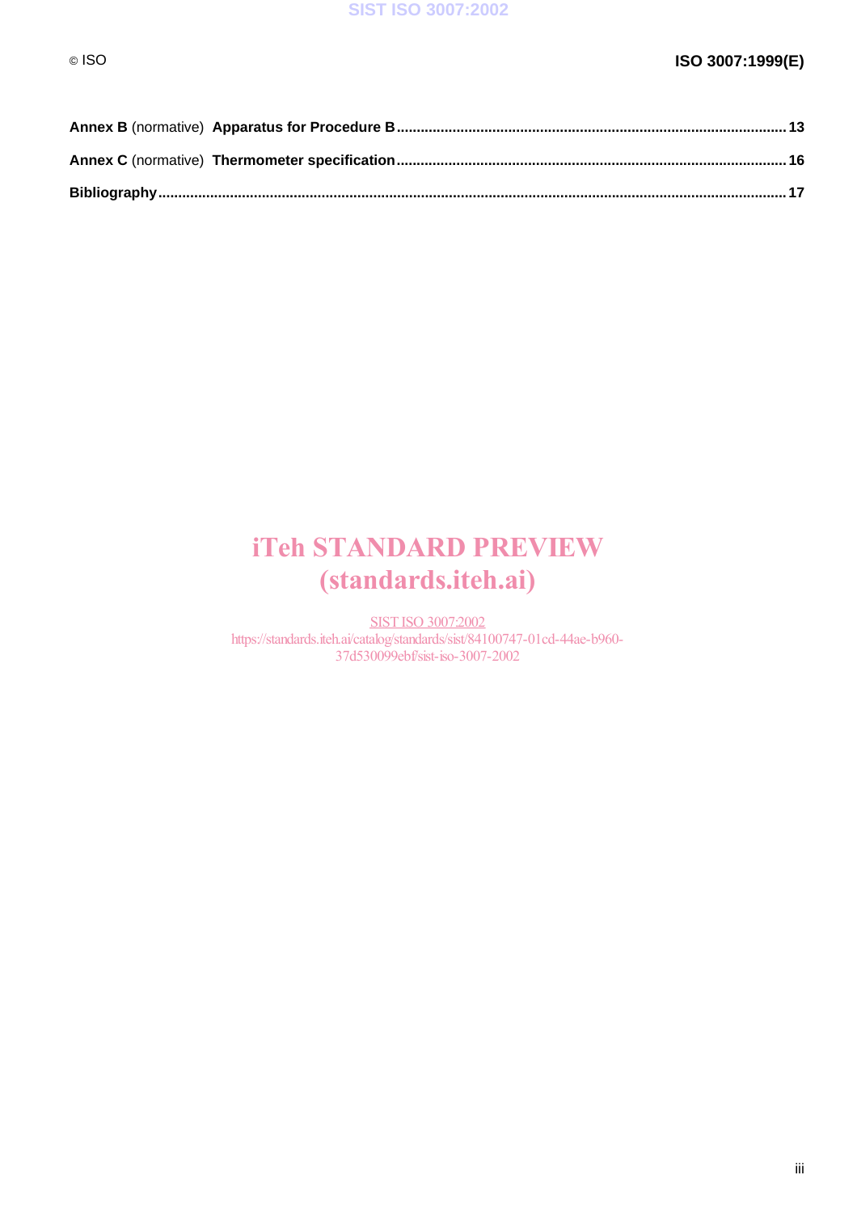**Annex B** (normative) **Apparatus for Procedure B** ........................................................................................................ 13

**Annex C** (normative) **Thermometer specification** ........................................................................................................ 16

**Bibliography** .................................................................................................................................................................. 17

iTeh STANDARD PREVIEW
(standards.iteh.ai)

SIST ISO 3007:2002
https://standards.iteh.ai/catalog/standards/sist/84100747-01cd-44ae-b960-37d530099ebf/sist-iso-3007-2002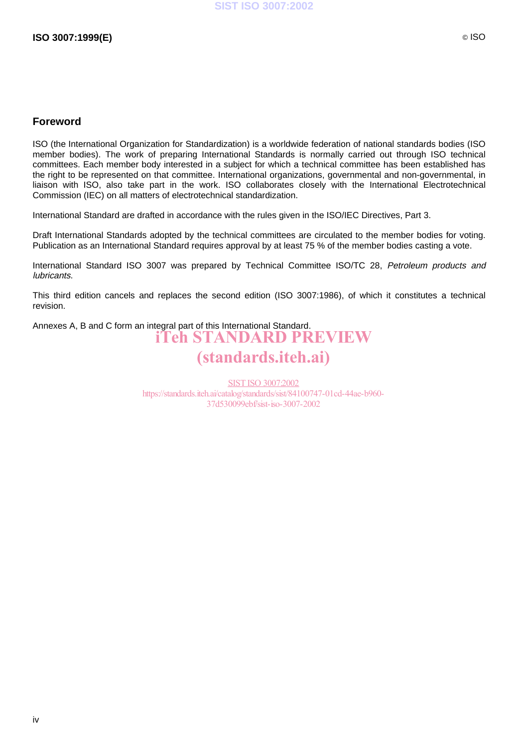## Foreword

ISO (the International Organization for Standardization) is a worldwide federation of national standards bodies (ISO member bodies). The work of preparing International Standards is normally carried out through ISO technical committees. Each member body interested in a subject for which a technical committee has been established has the right to be represented on that committee. International organizations, governmental and non-governmental, in liaison with ISO, also take part in the work. ISO collaborates closely with the International Electrotechnical Commission (IEC) on all matters of electrotechnical standardization.

International Standard are drafted in accordance with the rules given in the ISO/IEC Directives, Part 3.

Draft International Standards adopted by the technical committees are circulated to the member bodies for voting. Publication as an International Standard requires approval by at least 75 % of the member bodies casting a vote.

International Standard ISO 3007 was prepared by Technical Committee ISO/TC 28, *Petroleum products and lubricants*.

This third edition cancels and replaces the second edition (ISO 3007:1986), of which it constitutes a technical revision.

Annexes A, B and C form an integral part of this International Standard.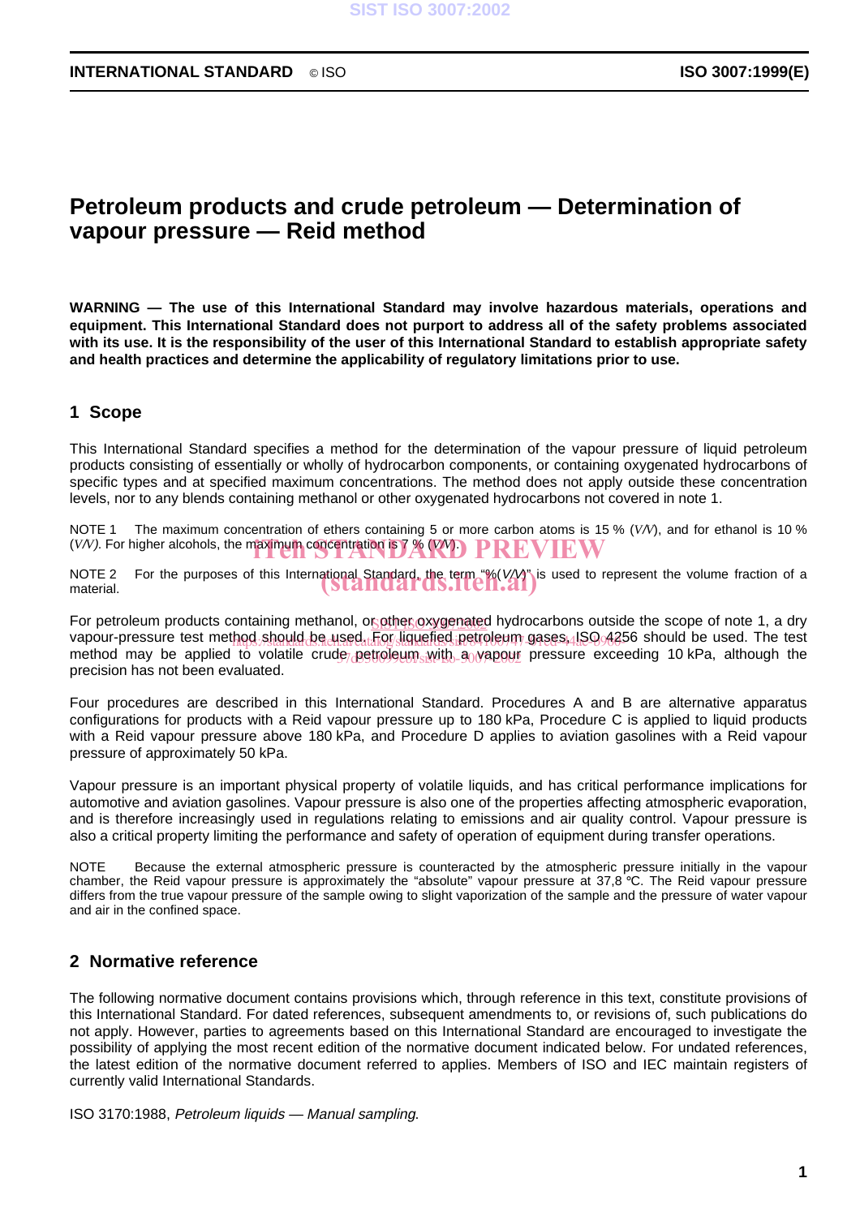# Petroleum products and crude petroleum — Determination of vapour pressure — Reid method

**WARNING — The use of this International Standard may involve hazardous materials, operations and equipment. This International Standard does not purport to address all of the safety problems associated with its use. It is the responsibility of the user of this International Standard to establish appropriate safety and health practices and determine the applicability of regulatory limitations prior to use.**

## 1 Scope

This International Standard specifies a method for the determination of the vapour pressure of liquid petroleum products consisting of essentially or wholly of hydrocarbon components, or containing oxygenated hydrocarbons of specific types and at specified maximum concentrations. The method does not apply outside these concentration levels, nor to any blends containing methanol or other oxygenated hydrocarbons not covered in note 1.

NOTE 1 The maximum concentration of ethers containing 5 or more carbon atoms is 15 % (*V/V*), and for ethanol is 10 % (*V/V*). For higher alcohols, the maximum concentration is 7 % (*V/V*).

NOTE 2 For the purposes of this International Standard, the term "%(*V/V*)" is used to represent the volume fraction of a material.

For petroleum products containing methanol, or other oxygenated hydrocarbons outside the scope of note 1, a dry vapour-pressure test method should be used. For liquefied petroleum gases, ISO 4256 should be used. The test method may be applied to volatile crude petroleum with a vapour pressure exceeding 10 kPa, although the precision has not been evaluated.

Four procedures are described in this International Standard. Procedures A and B are alternative apparatus configurations for products with a Reid vapour pressure up to 180 kPa, Procedure C is applied to liquid products with a Reid vapour pressure above 180 kPa, and Procedure D applies to aviation gasolines with a Reid vapour pressure of approximately 50 kPa.

Vapour pressure is an important physical property of volatile liquids, and has critical performance implications for automotive and aviation gasolines. Vapour pressure is also one of the properties affecting atmospheric evaporation, and is therefore increasingly used in regulations relating to emissions and air quality control. Vapour pressure is also a critical property limiting the performance and safety of operation of equipment during transfer operations.

NOTE Because the external atmospheric pressure is counteracted by the atmospheric pressure initially in the vapour chamber, the Reid vapour pressure is approximately the "absolute" vapour pressure at 37,8 °C. The Reid vapour pressure differs from the true vapour pressure of the sample owing to slight vaporization of the sample and the pressure of water vapour and air in the confined space.

## 2 Normative reference

The following normative document contains provisions which, through reference in this text, constitute provisions of this International Standard. For dated references, subsequent amendments to, or revisions of, such publications do not apply. However, parties to agreements based on this International Standard are encouraged to investigate the possibility of applying the most recent edition of the normative document indicated below. For undated references, the latest edition of the normative document referred to applies. Members of ISO and IEC maintain registers of currently valid International Standards.

ISO 3170:1988, *Petroleum liquids — Manual sampling.*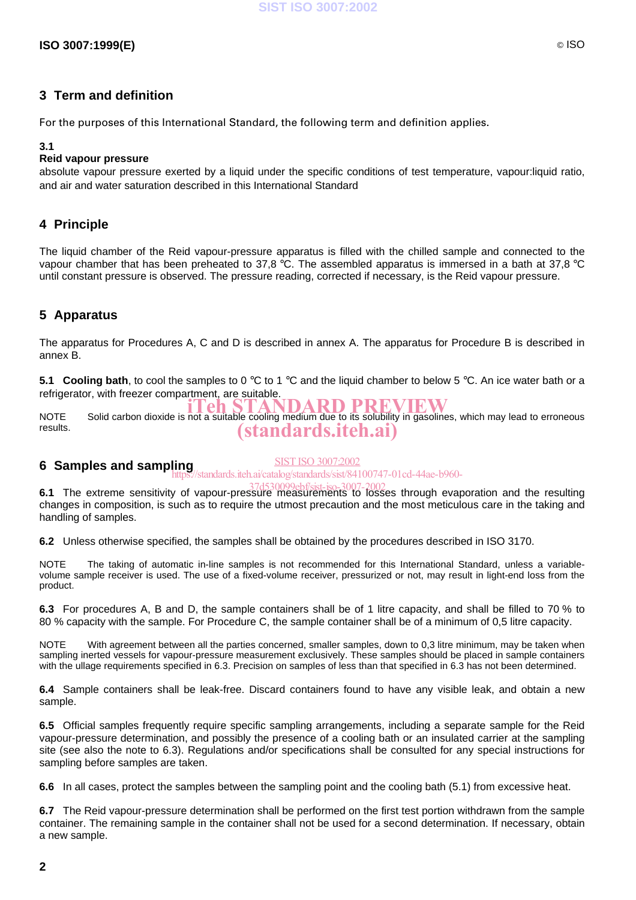## 3 Term and definition

For the purposes of this International Standard, the following term and definition applies.

**3.1**
**Reid vapour pressure**
absolute vapour pressure exerted by a liquid under the specific conditions of test temperature, vapour:liquid ratio, and air and water saturation described in this International Standard

## 4 Principle

The liquid chamber of the Reid vapour-pressure apparatus is filled with the chilled sample and connected to the vapour chamber that has been preheated to 37,8 °C. The assembled apparatus is immersed in a bath at 37,8 °C until constant pressure is observed. The pressure reading, corrected if necessary, is the Reid vapour pressure.

## 5 Apparatus

The apparatus for Procedures A, C and D is described in annex A. The apparatus for Procedure B is described in annex B.

**5.1 Cooling bath**, to cool the samples to 0 °C to 1 °C and the liquid chamber to below 5 °C. An ice water bath or a refrigerator, with freezer compartment, are suitable.

NOTE Solid carbon dioxide is not a suitable cooling medium due to its solubility in gasolines, which may lead to erroneous results.

## 6 Samples and sampling

**6.1** The extreme sensitivity of vapour-pressure measurements to losses through evaporation and the resulting changes in composition, is such as to require the utmost precaution and the most meticulous care in the taking and handling of samples.

**6.2** Unless otherwise specified, the samples shall be obtained by the procedures described in ISO 3170.

NOTE The taking of automatic in-line samples is not recommended for this International Standard, unless a variable-volume sample receiver is used. The use of a fixed-volume receiver, pressurized or not, may result in light-end loss from the product.

**6.3** For procedures A, B and D, the sample containers shall be of 1 litre capacity, and shall be filled to 70 % to 80 % capacity with the sample. For Procedure C, the sample container shall be of a minimum of 0,5 litre capacity.

NOTE With agreement between all the parties concerned, smaller samples, down to 0,3 litre minimum, may be taken when sampling inerted vessels for vapour-pressure measurement exclusively. These samples should be placed in sample containers with the ullage requirements specified in 6.3. Precision on samples of less than that specified in 6.3 has not been determined.

**6.4** Sample containers shall be leak-free. Discard containers found to have any visible leak, and obtain a new sample.

**6.5** Official samples frequently require specific sampling arrangements, including a separate sample for the Reid vapour-pressure determination, and possibly the presence of a cooling bath or an insulated carrier at the sampling site (see also the note to 6.3). Regulations and/or specifications shall be consulted for any special instructions for sampling before samples are taken.

**6.6** In all cases, protect the samples between the sampling point and the cooling bath (5.1) from excessive heat.

**6.7** The Reid vapour-pressure determination shall be performed on the first test portion withdrawn from the sample container. The remaining sample in the container shall not be used for a second determination. If necessary, obtain a new sample.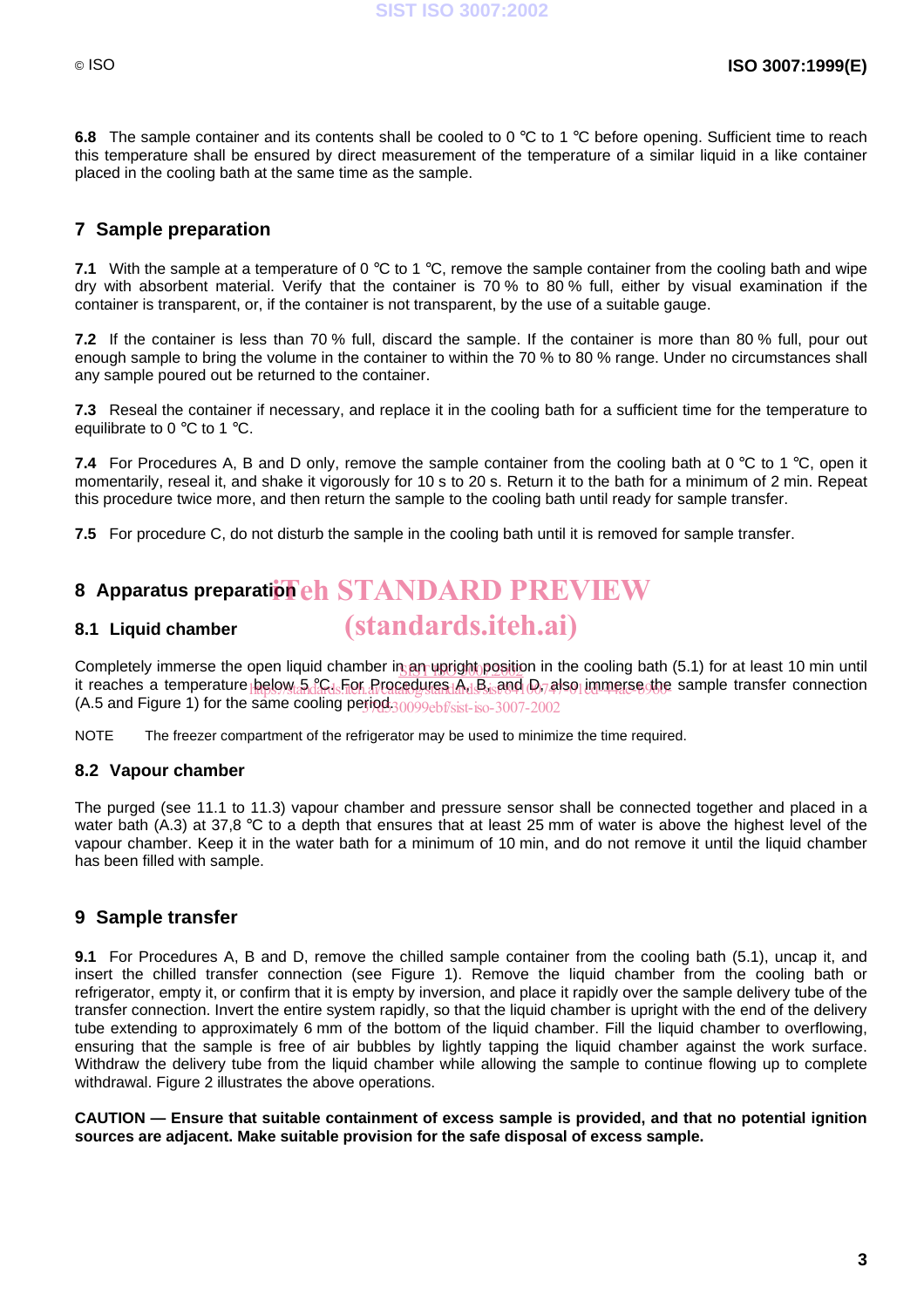**6.8** The sample container and its contents shall be cooled to 0 °C to 1 °C before opening. Sufficient time to reach this temperature shall be ensured by direct measurement of the temperature of a similar liquid in a like container placed in the cooling bath at the same time as the sample.

## 7 Sample preparation

**7.1** With the sample at a temperature of 0 °C to 1 °C, remove the sample container from the cooling bath and wipe dry with absorbent material. Verify that the container is 70 % to 80 % full, either by visual examination if the container is transparent, or, if the container is not transparent, by the use of a suitable gauge.

**7.2** If the container is less than 70 % full, discard the sample. If the container is more than 80 % full, pour out enough sample to bring the volume in the container to within the 70 % to 80 % range. Under no circumstances shall any sample poured out be returned to the container.

**7.3** Reseal the container if necessary, and replace it in the cooling bath for a sufficient time for the temperature to equilibrate to 0 °C to 1 °C.

**7.4** For Procedures A, B and D only, remove the sample container from the cooling bath at 0 °C to 1 °C, open it momentarily, reseal it, and shake it vigorously for 10 s to 20 s. Return it to the bath for a minimum of 2 min. Repeat this procedure twice more, and then return the sample to the cooling bath until ready for sample transfer.

**7.5** For procedure C, do not disturb the sample in the cooling bath until it is removed for sample transfer.

## 8 Apparatus preparation

### 8.1 Liquid chamber

Completely immerse the open liquid chamber in an upright position in the cooling bath (5.1) for at least 10 min until it reaches a temperature below 5 °C. For Procedures A, B, and D, also immerse the sample transfer connection (A.5 and Figure 1) for the same cooling period.

NOTE The freezer compartment of the refrigerator may be used to minimize the time required.

### 8.2 Vapour chamber

The purged (see 11.1 to 11.3) vapour chamber and pressure sensor shall be connected together and placed in a water bath (A.3) at 37,8 °C to a depth that ensures that at least 25 mm of water is above the highest level of the vapour chamber. Keep it in the water bath for a minimum of 10 min, and do not remove it until the liquid chamber has been filled with sample.

## 9 Sample transfer

**9.1** For Procedures A, B and D, remove the chilled sample container from the cooling bath (5.1), uncap it, and insert the chilled transfer connection (see Figure 1). Remove the liquid chamber from the cooling bath or refrigerator, empty it, or confirm that it is empty by inversion, and place it rapidly over the sample delivery tube of the transfer connection. Invert the entire system rapidly, so that the liquid chamber is upright with the end of the delivery tube extending to approximately 6 mm of the bottom of the liquid chamber. Fill the liquid chamber to overflowing, ensuring that the sample is free of air bubbles by lightly tapping the liquid chamber against the work surface. Withdraw the delivery tube from the liquid chamber while allowing the sample to continue flowing up to complete withdrawal. Figure 2 illustrates the above operations.

**CAUTION — Ensure that suitable containment of excess sample is provided, and that no potential ignition sources are adjacent. Make suitable provision for the safe disposal of excess sample.**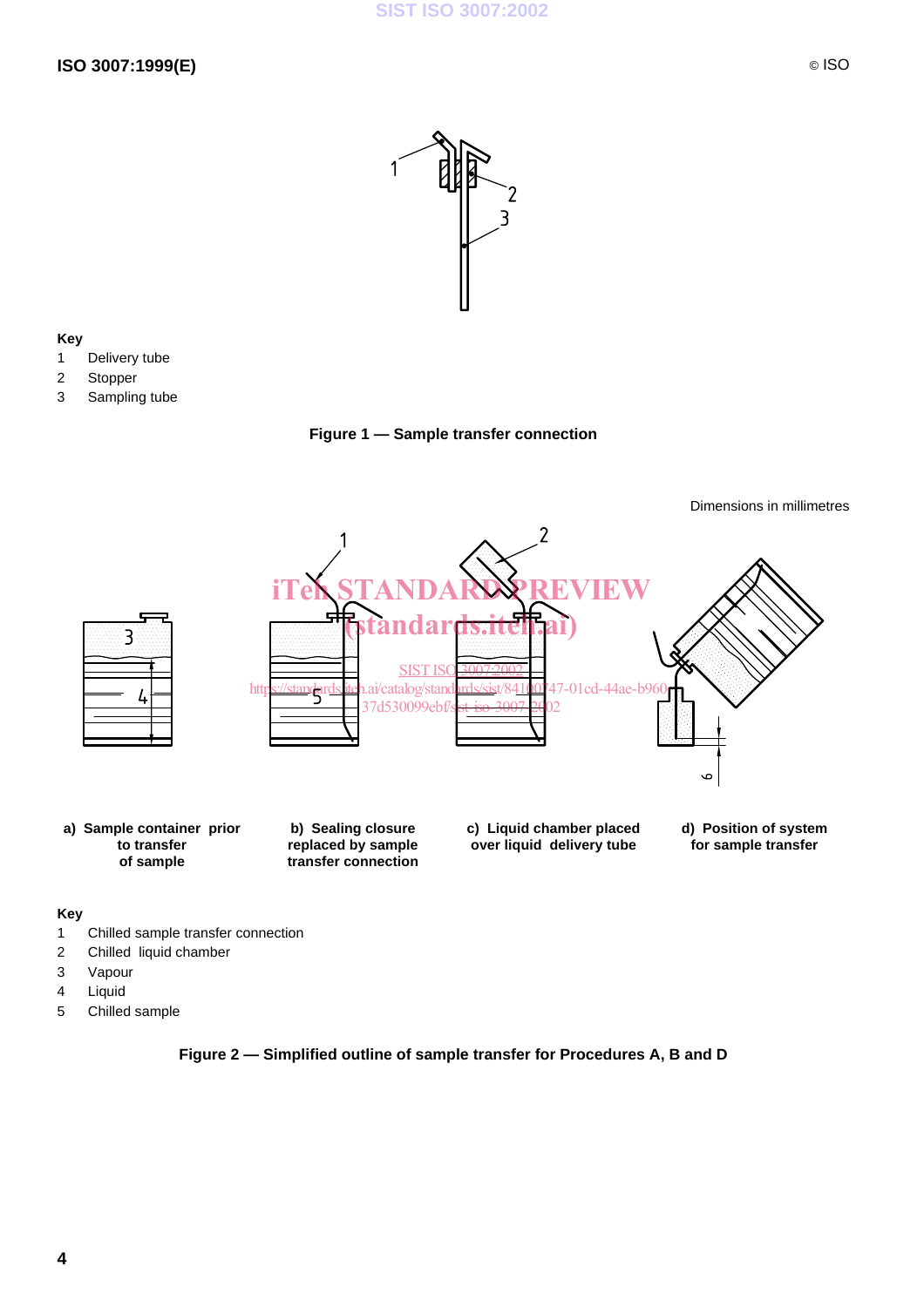**Key**

1 Delivery tube

2 Stopper

3 Sampling tube

**Figure 1 — Sample transfer connection**

Dimensions in millimetres

**a) Sample container prior to transfer of sample**

**b) Sealing closure replaced by sample transfer connection**

**c) Liquid chamber placed over liquid delivery tube**

**d) Position of system for sample transfer**

**Key**

1 Chilled sample transfer connection

2 Chilled liquid chamber

3 Vapour

4 Liquid

5 Chilled sample

**Figure 2 — Simplified outline of sample transfer for Procedures A, B and D**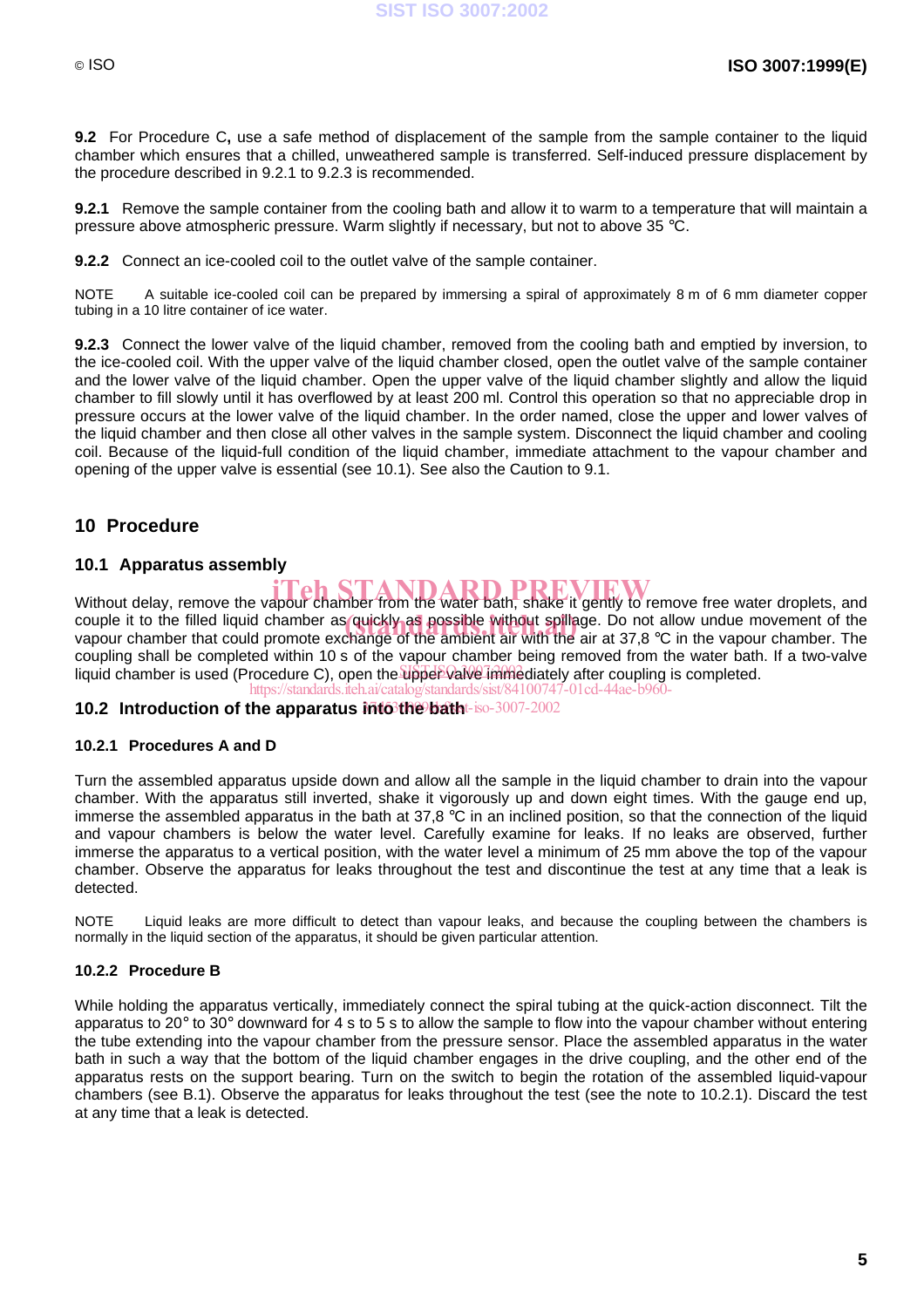**9.2** For Procedure C, use a safe method of displacement of the sample from the sample container to the liquid chamber which ensures that a chilled, unweathered sample is transferred. Self-induced pressure displacement by the procedure described in 9.2.1 to 9.2.3 is recommended.

**9.2.1** Remove the sample container from the cooling bath and allow it to warm to a temperature that will maintain a pressure above atmospheric pressure. Warm slightly if necessary, but not to above 35 °C.

**9.2.2** Connect an ice-cooled coil to the outlet valve of the sample container.

NOTE A suitable ice-cooled coil can be prepared by immersing a spiral of approximately 8 m of 6 mm diameter copper tubing in a 10 litre container of ice water.

**9.2.3** Connect the lower valve of the liquid chamber, removed from the cooling bath and emptied by inversion, to the ice-cooled coil. With the upper valve of the liquid chamber closed, open the outlet valve of the sample container and the lower valve of the liquid chamber. Open the upper valve of the liquid chamber slightly and allow the liquid chamber to fill slowly until it has overflowed by at least 200 ml. Control this operation so that no appreciable drop in pressure occurs at the lower valve of the liquid chamber. In the order named, close the upper and lower valves of the liquid chamber and then close all other valves in the sample system. Disconnect the liquid chamber and cooling coil. Because of the liquid-full condition of the liquid chamber, immediate attachment to the vapour chamber and opening of the upper valve is essential (see 10.1). See also the Caution to 9.1.

## 10 Procedure

### 10.1 Apparatus assembly

Without delay, remove the vapour chamber from the water bath, shake it gently to remove free water droplets, and couple it to the filled liquid chamber as quickly as possible without spillage. Do not allow undue movement of the vapour chamber that could promote exchange of the ambient air with the air at 37,8 °C in the vapour chamber. The coupling shall be completed within 10 s of the vapour chamber being removed from the water bath. If a two-valve liquid chamber is used (Procedure C), open the upper valve immediately after coupling is completed.

### 10.2 Introduction of the apparatus into the bath

#### 10.2.1 Procedures A and D

Turn the assembled apparatus upside down and allow all the sample in the liquid chamber to drain into the vapour chamber. With the apparatus still inverted, shake it vigorously up and down eight times. With the gauge end up, immerse the assembled apparatus in the bath at 37,8 °C in an inclined position, so that the connection of the liquid and vapour chambers is below the water level. Carefully examine for leaks. If no leaks are observed, further immerse the apparatus to a vertical position, with the water level a minimum of 25 mm above the top of the vapour chamber. Observe the apparatus for leaks throughout the test and discontinue the test at any time that a leak is detected.

NOTE Liquid leaks are more difficult to detect than vapour leaks, and because the coupling between the chambers is normally in the liquid section of the apparatus, it should be given particular attention.

#### 10.2.2 Procedure B

While holding the apparatus vertically, immediately connect the spiral tubing at the quick-action disconnect. Tilt the apparatus to 20° to 30° downward for 4 s to 5 s to allow the sample to flow into the vapour chamber without entering the tube extending into the vapour chamber from the pressure sensor. Place the assembled apparatus in the water bath in such a way that the bottom of the liquid chamber engages in the drive coupling, and the other end of the apparatus rests on the support bearing. Turn on the switch to begin the rotation of the assembled liquid-vapour chambers (see B.1). Observe the apparatus for leaks throughout the test (see the note to 10.2.1). Discard the test at any time that a leak is detected.